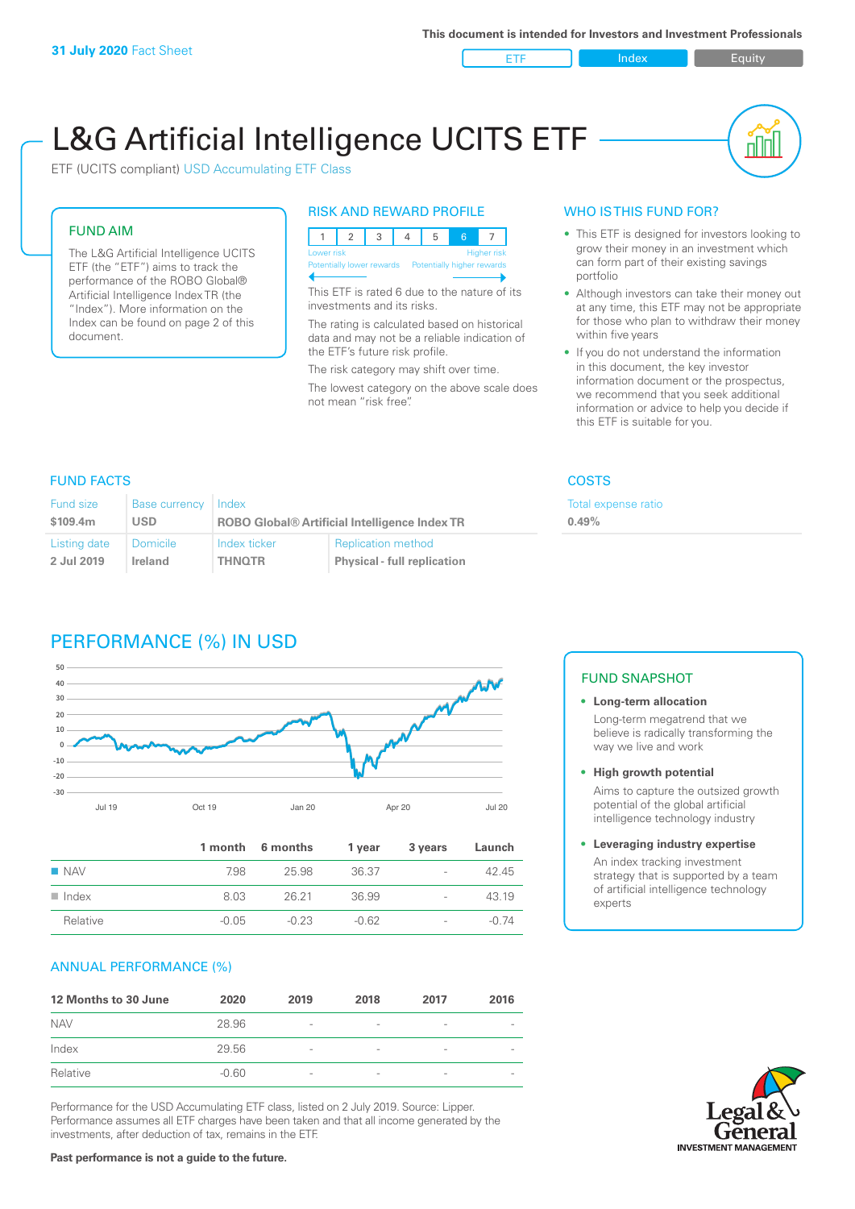**31 July 2020** Fact Sheet

This document is intended for Investors and Investment Professionals

ETF | Index | Equity

# L&G Artificial Intelligence UCITS ETF

ETF (UCITS compliant) USD Accumulating ETF Class

## FUND AIM

The L&G Artificial Intelligence UCITS ETF (the "ETF") aims to track the performance of the ROBO Global® Artificial Intelligence Index TR (the "Index"). More information on the Index can be found on page 2 of this document.

## RISK AND REWARD PROFILE

| 1 | 2 | 3 | 4 | 5 | 6 | 7 |
|---|---|---|---|---|---|---|

Lower risk — Higher risk
Potentially lower rewards — Potentially higher rewards

This ETF is rated 6 due to the nature of its investments and its risks.

The rating is calculated based on historical data and may not be a reliable indication of the ETF's future risk profile.

The risk category may shift over time.

The lowest category on the above scale does not mean "risk free".

## WHO IS THIS FUND FOR?

- This ETF is designed for investors looking to grow their money in an investment which can form part of their existing savings portfolio
- Although investors can take their money out at any time, this ETF may not be appropriate for those who plan to withdraw their money within five years
- If you do not understand the information in this document, the key investor information document or the prospectus, we recommend that you seek additional information or advice to help you decide if this ETF is suitable for you.

## FUND FACTS

| Fund size | Base currency | Index | |
|---|---|---|---|
| $109.4m | USD | ROBO Global® Artificial Intelligence Index TR | |
| **Listing date** | **Domicile** | **Index ticker** | **Replication method** |
| 2 Jul 2019 | Ireland | THNQTR | Physical - full replication |

## COSTS

Total expense ratio
0.49%

## PERFORMANCE (%) IN USD

| | 1 month | 6 months | 1 year | 3 years | Launch |
|---|---|---|---|---|---|
| NAV | 7.98 | 25.98 | 36.37 | - | 42.45 |
| Index | 8.03 | 26.21 | 36.99 | - | 43.19 |
| Relative | -0.05 | -0.23 | -0.62 | - | -0.74 |

## ANNUAL PERFORMANCE (%)

| 12 Months to 30 June | 2020 | 2019 | 2018 | 2017 | 2016 |
|---|---|---|---|---|---|
| NAV | 28.96 | - | - | - | - |
| Index | 29.56 | - | - | - | - |
| Relative | -0.60 | - | - | - | - |

Performance for the USD Accumulating ETF class, listed on 2 July 2019. Source: Lipper. Performance assumes all ETF charges have been taken and that all income generated by the investments, after deduction of tax, remains in the ETF.

**Past performance is not a guide to the future.**

## FUND SNAPSHOT

- **Long-term allocation**
  Long-term megatrend that we believe is radically transforming the way we live and work
- **High growth potential**
  Aims to capture the outsized growth potential of the global artificial intelligence technology industry
- **Leveraging industry expertise**
  An index tracking investment strategy that is supported by a team of artificial intelligence technology experts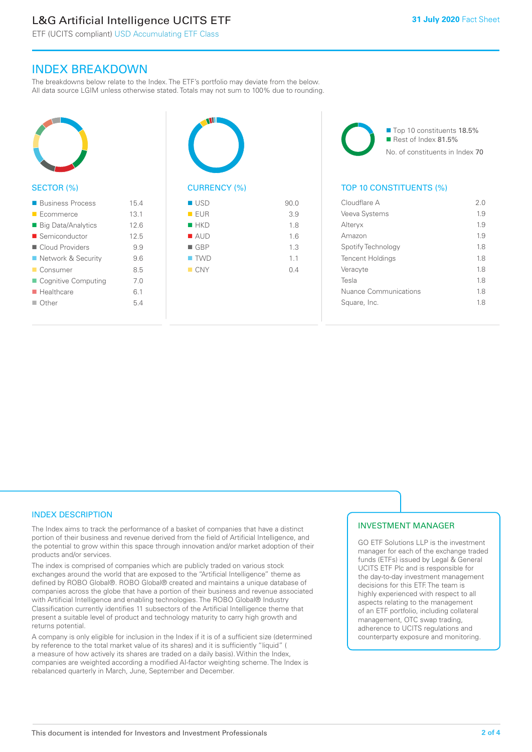## INDEX BREAKDOWN

The breakdowns below relate to the Index. The ETF's portfolio may deviate from the below. All data source LGIM unless otherwise stated. Totals may not sum to 100% due to rounding.

### SECTOR (%)

| Sector | % |
|---|---|
| Business Process | 15.4 |
| Ecommerce | 13.1 |
| Big Data/Analytics | 12.6 |
| Semiconductor | 12.5 |
| Cloud Providers | 9.9 |
| Network & Security | 9.6 |
| Consumer | 8.5 |
| Cognitive Computing | 7.0 |
| Healthcare | 6.1 |
| Other | 5.4 |

### CURRENCY (%)

| Currency | % |
|---|---|
| USD | 90.0 |
| EUR | 3.9 |
| HKD | 1.8 |
| AUD | 1.6 |
| GBP | 1.3 |
| TWD | 1.1 |
| CNY | 0.4 |

- Top 10 constituents 18.5%
- Rest of Index 81.5%

No. of constituents in Index 70

### TOP 10 CONSTITUENTS (%)

| Constituent | % |
|---|---|
| Cloudflare A | 2.0 |
| Veeva Systems | 1.9 |
| Alteryx | 1.9 |
| Amazon | 1.9 |
| Spotify Technology | 1.8 |
| Tencent Holdings | 1.8 |
| Veracyte | 1.8 |
| Tesla | 1.8 |
| Nuance Communications | 1.8 |
| Square, Inc. | 1.8 |

## INDEX DESCRIPTION

The Index aims to track the performance of a basket of companies that have a distinct portion of their business and revenue derived from the field of Artificial Intelligence, and the potential to grow within this space through innovation and/or market adoption of their products and/or services.

The index is comprised of companies which are publicly traded on various stock exchanges around the world that are exposed to the "Artificial Intelligence" theme as defined by ROBO Global®. ROBO Global® created and maintains a unique database of companies across the globe that have a portion of their business and revenue associated with Artificial Intelligence and enabling technologies. The ROBO Global® Industry Classification currently identifies 11 subsectors of the Artificial Intelligence theme that present a suitable level of product and technology maturity to carry high growth and returns potential.

A company is only eligible for inclusion in the Index if it is of a sufficient size (determined by reference to the total market value of its shares) and it is sufficiently "liquid" ( a measure of how actively its shares are traded on a daily basis). Within the Index, companies are weighted according a modified AI-factor weighting scheme. The Index is rebalanced quarterly in March, June, September and December.

## INVESTMENT MANAGER

GO ETF Solutions LLP is the investment manager for each of the exchange traded funds (ETFs) issued by Legal & General UCITS ETF Plc and is responsible for the day-to-day investment management decisions for this ETF. The team is highly experienced with respect to all aspects relating to the management of an ETF portfolio, including collateral management, OTC swap trading, adherence to UCITS regulations and counterparty exposure and monitoring.

This document is intended for Investors and Investment Professionals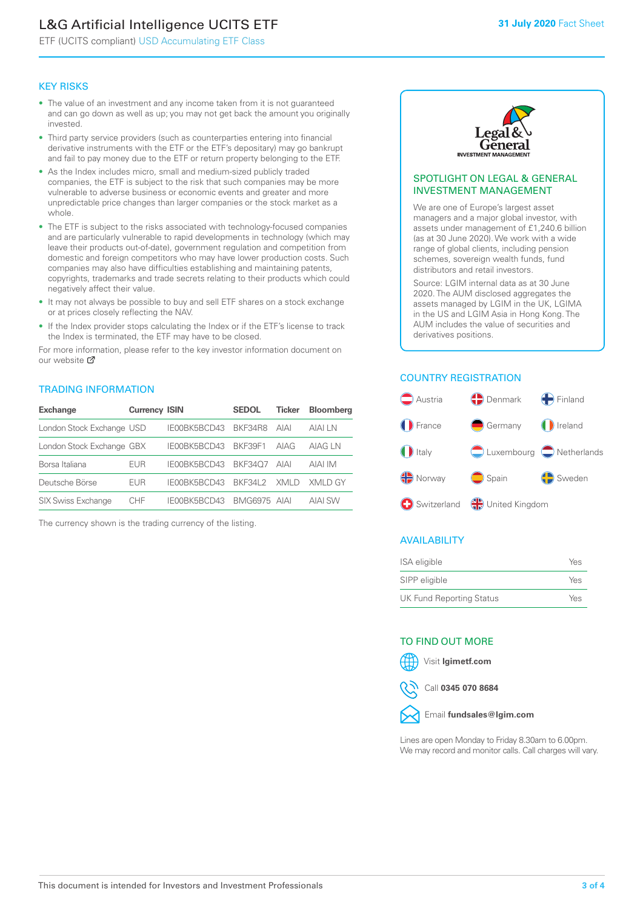# L&G Artificial Intelligence UCITS ETF

ETF (UCITS compliant) USD Accumulating ETF Class

**31 July 2020** Fact Sheet

## KEY RISKS

- The value of an investment and any income taken from it is not guaranteed and can go down as well as up; you may not get back the amount you originally invested.
- Third party service providers (such as counterparties entering into financial derivative instruments with the ETF or the ETF's depositary) may go bankrupt and fail to pay money due to the ETF or return property belonging to the ETF.
- As the Index includes micro, small and medium-sized publicly traded companies, the ETF is subject to the risk that such companies may be more vulnerable to adverse business or economic events and greater and more unpredictable price changes than larger companies or the stock market as a whole.
- The ETF is subject to the risks associated with technology-focused companies and are particularly vulnerable to rapid developments in technology (which may leave their products out-of-date), government regulation and competition from domestic and foreign competitors who may have lower production costs. Such companies may also have difficulties establishing and maintaining patents, copyrights, trademarks and trade secrets relating to their products which could negatively affect their value.
- It may not always be possible to buy and sell ETF shares on a stock exchange or at prices closely reflecting the NAV.
- If the Index provider stops calculating the Index or if the ETF's license to track the Index is terminated, the ETF may have to be closed.

For more information, please refer to the key investor information document on our website

## TRADING INFORMATION

| Exchange | Currency | ISIN | SEDOL | Ticker | Bloomberg |
|---|---|---|---|---|---|
| London Stock Exchange | USD | IE00BK5BCD43 | BKF34R8 | AIAI | AIAI LN |
| London Stock Exchange | GBX | IE00BK5BCD43 | BKF39F1 | AIAG | AIAG LN |
| Borsa Italiana | EUR | IE00BK5BCD43 | BKF34Q7 | AIAI | AIAI IM |
| Deutsche Börse | EUR | IE00BK5BCD43 | BKF34L2 | XMLD | XMLD GY |
| SIX Swiss Exchange | CHF | IE00BK5BCD43 | BMG6975 | AIAI | AIAI SW |

The currency shown is the trading currency of the listing.

## SPOTLIGHT ON LEGAL & GENERAL INVESTMENT MANAGEMENT

We are one of Europe's largest asset managers and a major global investor, with assets under management of £1,240.6 billion (as at 30 June 2020). We work with a wide range of global clients, including pension schemes, sovereign wealth funds, fund distributors and retail investors.

Source: LGIM internal data as at 30 June 2020. The AUM disclosed aggregates the assets managed by LGIM in the UK, LGIMA in the US and LGIM Asia in Hong Kong. The AUM includes the value of securities and derivatives positions.

## COUNTRY REGISTRATION

Austria, Denmark, Finland, France, Germany, Ireland, Italy, Luxembourg, Netherlands, Norway, Spain, Sweden, Switzerland, United Kingdom

## AVAILABILITY

| | |
|---|---|
| ISA eligible | Yes |
| SIPP eligible | Yes |
| UK Fund Reporting Status | Yes |

## TO FIND OUT MORE

Visit **lgimetf.com**

Call **0345 070 8684**

Email **fundsales@lgim.com**

Lines are open Monday to Friday 8.30am to 6.00pm. We may record and monitor calls. Call charges will vary.

This document is intended for Investors and Investment Professionals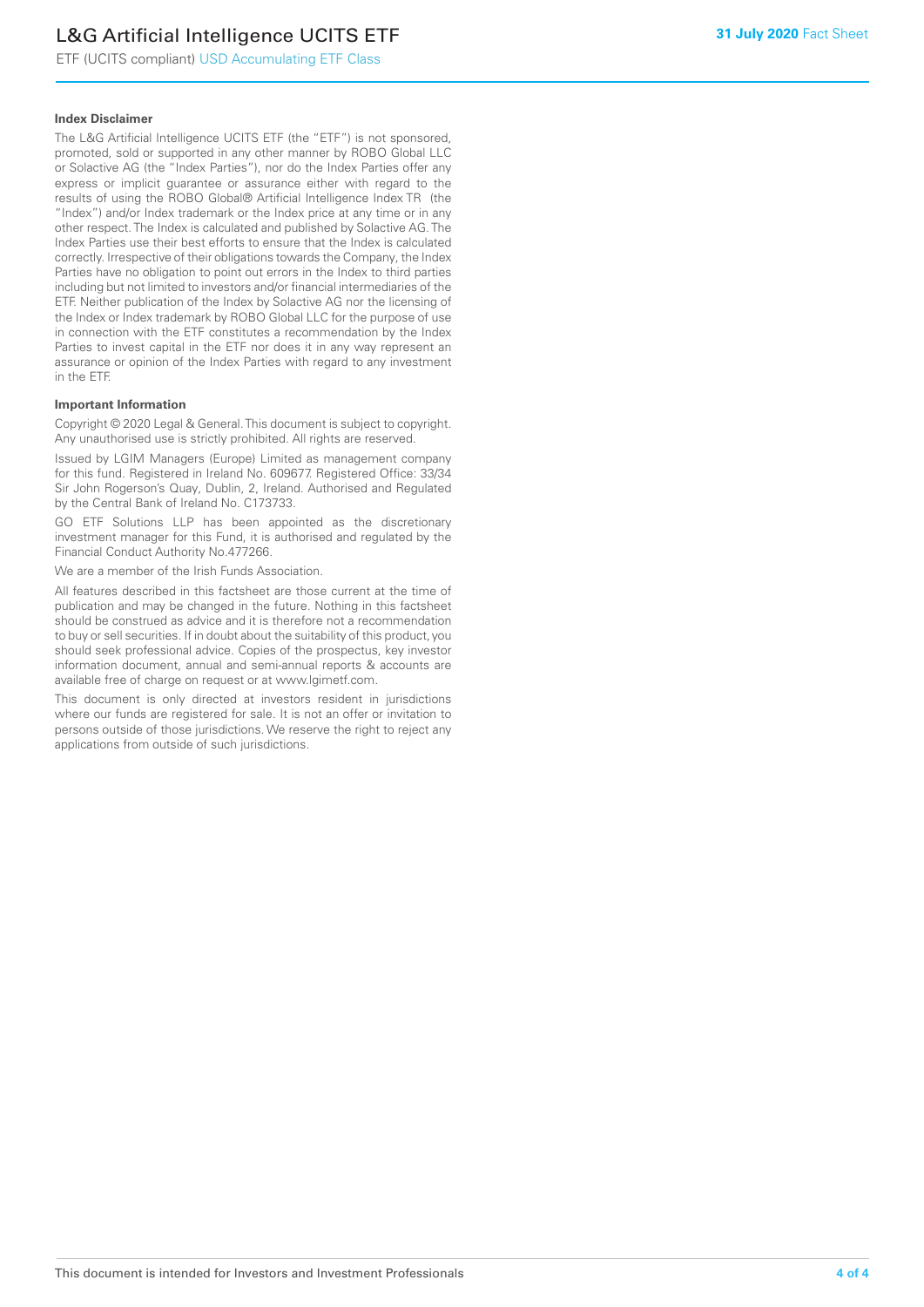### Index Disclaimer

The L&G Artificial Intelligence UCITS ETF (the "ETF") is not sponsored, promoted, sold or supported in any other manner by ROBO Global LLC or Solactive AG (the "Index Parties"), nor do the Index Parties offer any express or implicit guarantee or assurance either with regard to the results of using the ROBO Global® Artificial Intelligence Index TR (the "Index") and/or Index trademark or the Index price at any time or in any other respect. The Index is calculated and published by Solactive AG. The Index Parties use their best efforts to ensure that the Index is calculated correctly. Irrespective of their obligations towards the Company, the Index Parties have no obligation to point out errors in the Index to third parties including but not limited to investors and/or financial intermediaries of the ETF. Neither publication of the Index by Solactive AG nor the licensing of the Index or Index trademark by ROBO Global LLC for the purpose of use in connection with the ETF constitutes a recommendation by the Index Parties to invest capital in the ETF nor does it in any way represent an assurance or opinion of the Index Parties with regard to any investment in the ETF.

### Important Information

Copyright © 2020 Legal & General. This document is subject to copyright. Any unauthorised use is strictly prohibited. All rights are reserved.

Issued by LGIM Managers (Europe) Limited as management company for this fund. Registered in Ireland No. 609677. Registered Office: 33/34 Sir John Rogerson's Quay, Dublin, 2, Ireland. Authorised and Regulated by the Central Bank of Ireland No. C173733.

GO ETF Solutions LLP has been appointed as the discretionary investment manager for this Fund, it is authorised and regulated by the Financial Conduct Authority No.477266.

We are a member of the Irish Funds Association.

All features described in this factsheet are those current at the time of publication and may be changed in the future. Nothing in this factsheet should be construed as advice and it is therefore not a recommendation to buy or sell securities. If in doubt about the suitability of this product, you should seek professional advice. Copies of the prospectus, key investor information document, annual and semi-annual reports & accounts are available free of charge on request or at www.lgimetf.com.

This document is only directed at investors resident in jurisdictions where our funds are registered for sale. It is not an offer or invitation to persons outside of those jurisdictions. We reserve the right to reject any applications from outside of such jurisdictions.